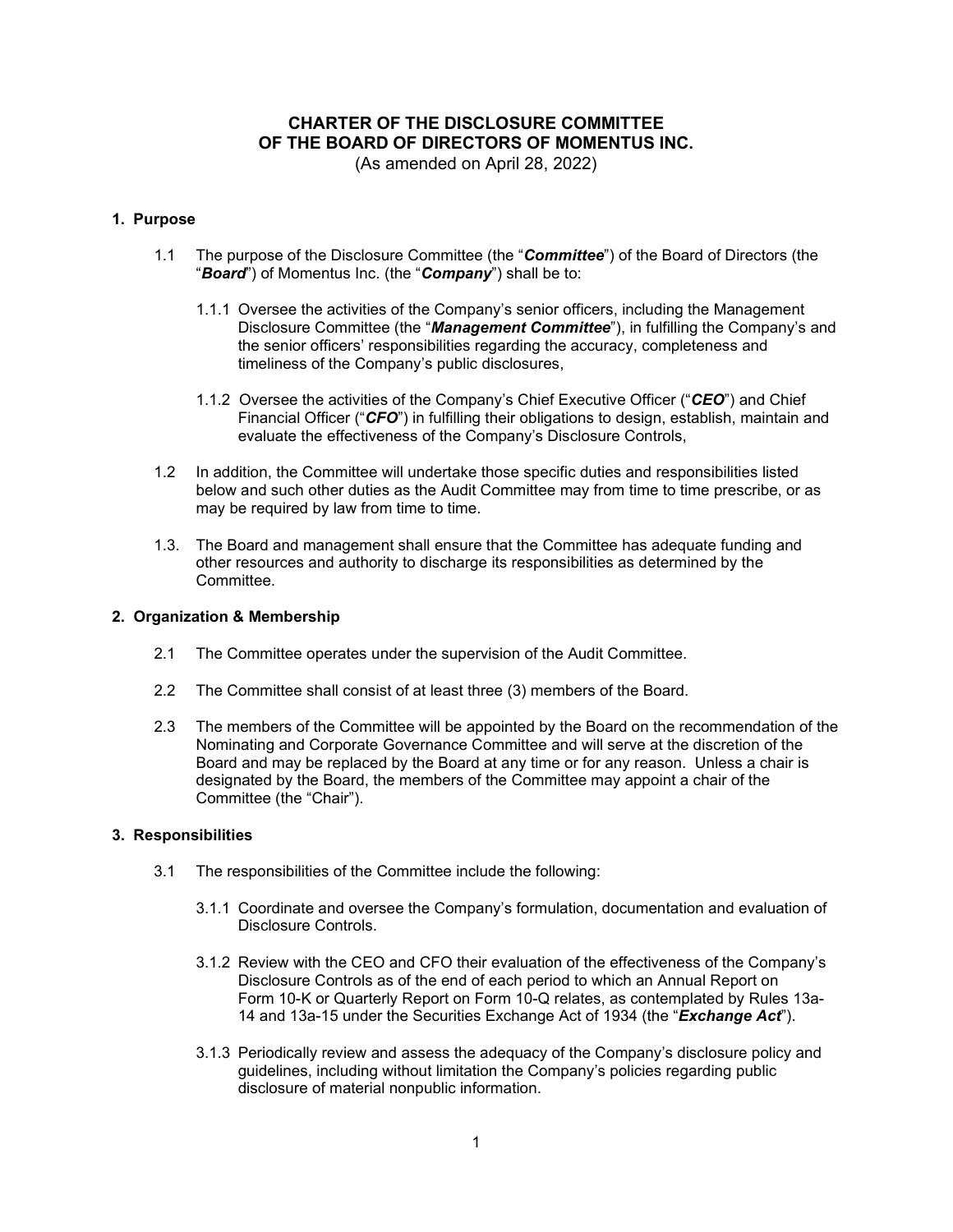# CHARTER OF THE DISCLOSURE COMMITTEE OF THE BOARD OF DIRECTORS OF MOMENTUS INC.

(As amended on April 28, 2022)

## 1. Purpose

1.1 The purpose of the Disclosure Committee (the "***Committee***") of the Board of Directors (the "***Board***") of Momentus Inc. (the "***Company***") shall be to:

1.1.1 Oversee the activities of the Company's senior officers, including the Management Disclosure Committee (the "***Management Committee***"), in fulfilling the Company's and the senior officers' responsibilities regarding the accuracy, completeness and timeliness of the Company's public disclosures,

1.1.2 Oversee the activities of the Company's Chief Executive Officer ("***CEO***") and Chief Financial Officer ("***CFO***") in fulfilling their obligations to design, establish, maintain and evaluate the effectiveness of the Company's Disclosure Controls,

1.2 In addition, the Committee will undertake those specific duties and responsibilities listed below and such other duties as the Audit Committee may from time to time prescribe, or as may be required by law from time to time.

1.3. The Board and management shall ensure that the Committee has adequate funding and other resources and authority to discharge its responsibilities as determined by the Committee.

## 2. Organization & Membership

2.1 The Committee operates under the supervision of the Audit Committee.

2.2 The Committee shall consist of at least three (3) members of the Board.

2.3 The members of the Committee will be appointed by the Board on the recommendation of the Nominating and Corporate Governance Committee and will serve at the discretion of the Board and may be replaced by the Board at any time or for any reason. Unless a chair is designated by the Board, the members of the Committee may appoint a chair of the Committee (the "Chair").

## 3. Responsibilities

3.1 The responsibilities of the Committee include the following:

3.1.1 Coordinate and oversee the Company's formulation, documentation and evaluation of Disclosure Controls.

3.1.2 Review with the CEO and CFO their evaluation of the effectiveness of the Company's Disclosure Controls as of the end of each period to which an Annual Report on Form 10-K or Quarterly Report on Form 10-Q relates, as contemplated by Rules 13a-14 and 13a-15 under the Securities Exchange Act of 1934 (the "***Exchange Act***").

3.1.3 Periodically review and assess the adequacy of the Company's disclosure policy and guidelines, including without limitation the Company's policies regarding public disclosure of material nonpublic information.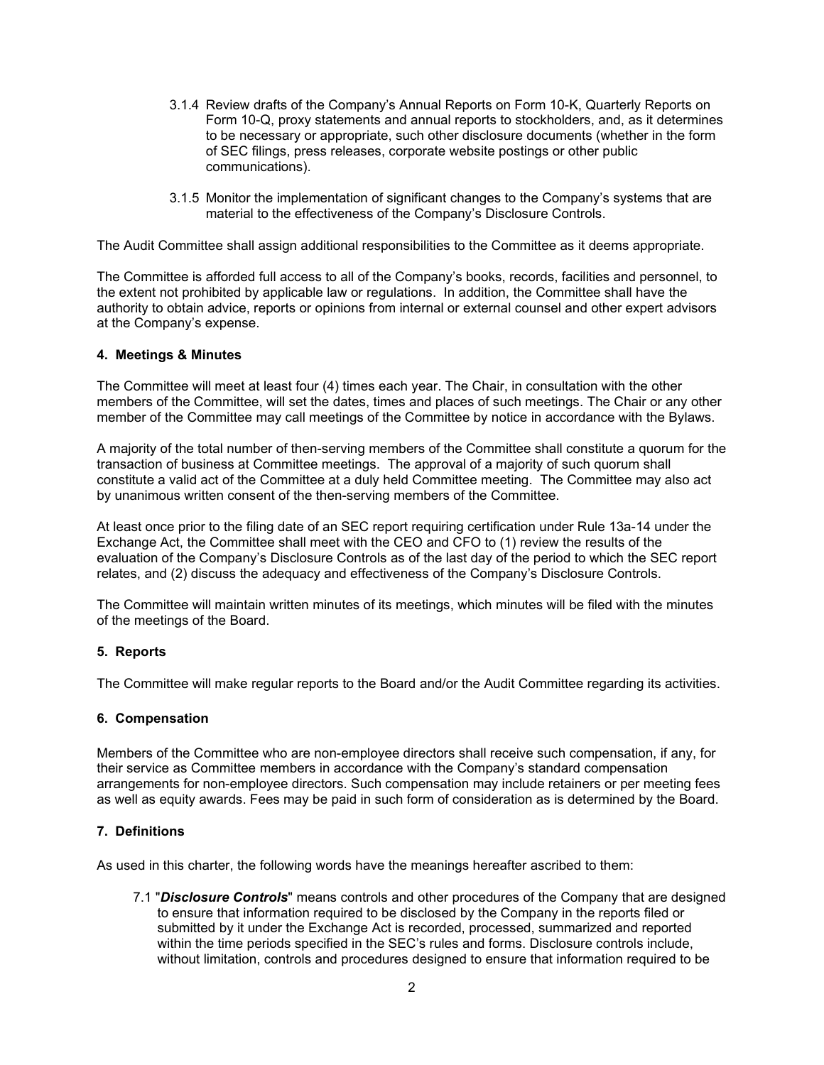3.1.4 Review drafts of the Company's Annual Reports on Form 10-K, Quarterly Reports on Form 10-Q, proxy statements and annual reports to stockholders, and, as it determines to be necessary or appropriate, such other disclosure documents (whether in the form of SEC filings, press releases, corporate website postings or other public communications).

3.1.5 Monitor the implementation of significant changes to the Company's systems that are material to the effectiveness of the Company's Disclosure Controls.

The Audit Committee shall assign additional responsibilities to the Committee as it deems appropriate.

The Committee is afforded full access to all of the Company's books, records, facilities and personnel, to the extent not prohibited by applicable law or regulations. In addition, the Committee shall have the authority to obtain advice, reports or opinions from internal or external counsel and other expert advisors at the Company's expense.

**4. Meetings & Minutes**

The Committee will meet at least four (4) times each year. The Chair, in consultation with the other members of the Committee, will set the dates, times and places of such meetings. The Chair or any other member of the Committee may call meetings of the Committee by notice in accordance with the Bylaws.

A majority of the total number of then-serving members of the Committee shall constitute a quorum for the transaction of business at Committee meetings. The approval of a majority of such quorum shall constitute a valid act of the Committee at a duly held Committee meeting. The Committee may also act by unanimous written consent of the then-serving members of the Committee.

At least once prior to the filing date of an SEC report requiring certification under Rule 13a-14 under the Exchange Act, the Committee shall meet with the CEO and CFO to (1) review the results of the evaluation of the Company's Disclosure Controls as of the last day of the period to which the SEC report relates, and (2) discuss the adequacy and effectiveness of the Company's Disclosure Controls.

The Committee will maintain written minutes of its meetings, which minutes will be filed with the minutes of the meetings of the Board.

**5. Reports**

The Committee will make regular reports to the Board and/or the Audit Committee regarding its activities.

**6. Compensation**

Members of the Committee who are non-employee directors shall receive such compensation, if any, for their service as Committee members in accordance with the Company's standard compensation arrangements for non-employee directors. Such compensation may include retainers or per meeting fees as well as equity awards. Fees may be paid in such form of consideration as is determined by the Board.

**7. Definitions**

As used in this charter, the following words have the meanings hereafter ascribed to them:

7.1 "***Disclosure Controls***" means controls and other procedures of the Company that are designed to ensure that information required to be disclosed by the Company in the reports filed or submitted by it under the Exchange Act is recorded, processed, summarized and reported within the time periods specified in the SEC's rules and forms. Disclosure controls include, without limitation, controls and procedures designed to ensure that information required to be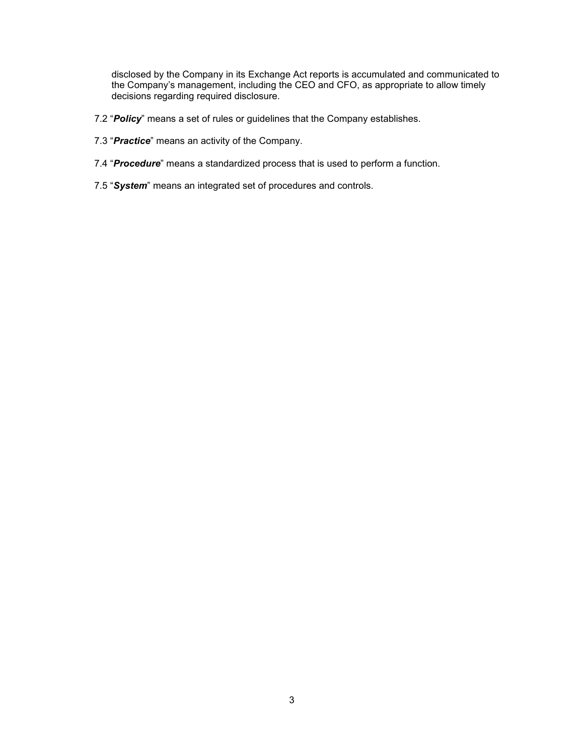disclosed by the Company in its Exchange Act reports is accumulated and communicated to the Company's management, including the CEO and CFO, as appropriate to allow timely decisions regarding required disclosure.

7.2 "***Policy***" means a set of rules or guidelines that the Company establishes.

7.3 "***Practice***" means an activity of the Company.

7.4 "***Procedure***" means a standardized process that is used to perform a function.

7.5 "***System***" means an integrated set of procedures and controls.